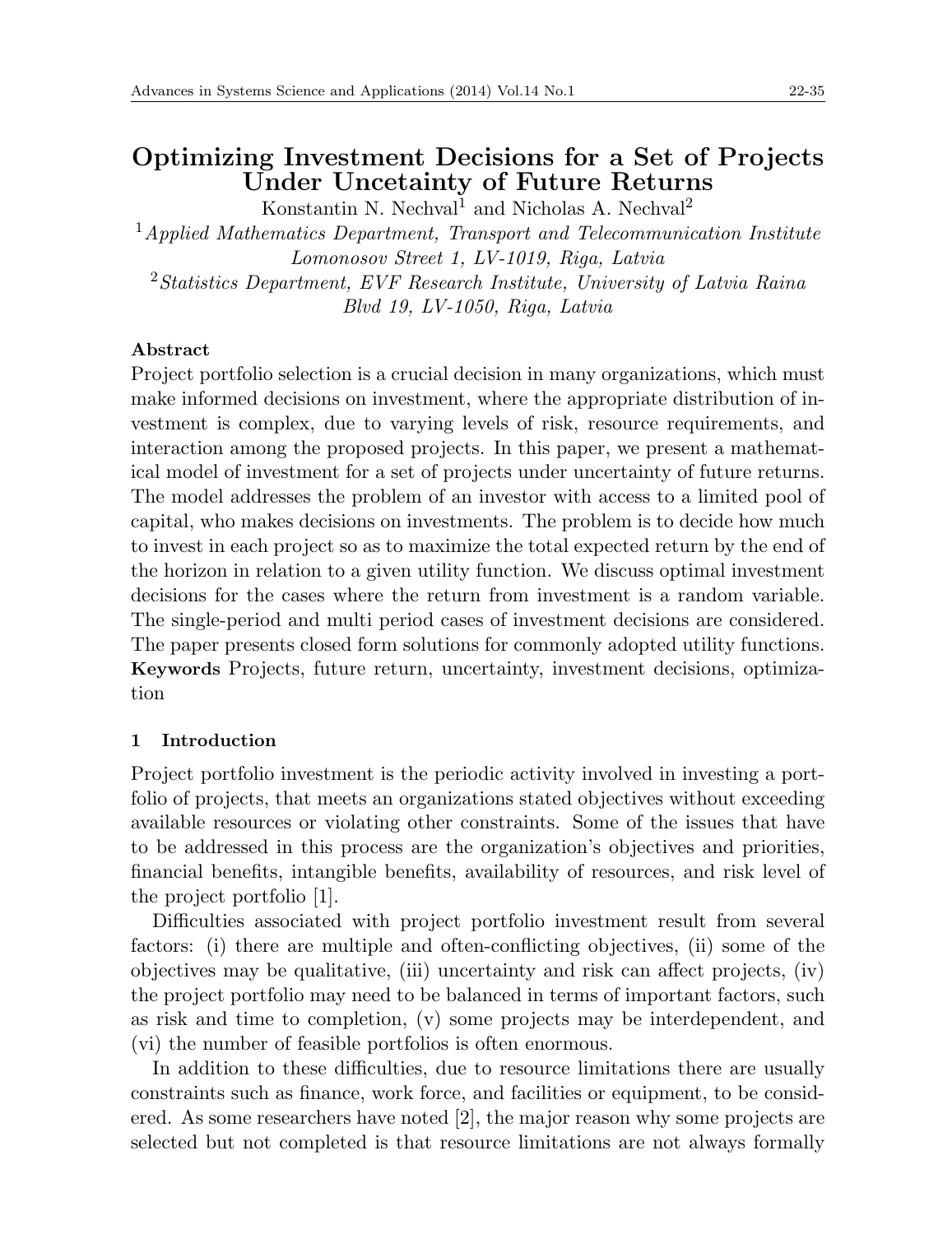# Optimizing Investment Decisions for a Set of Projects Under Uncetainty of Future Returns

Konstantin N. Nechval[1] and Nicholas A. Nechval[2]

[1] *Applied Mathematics Department, Transport and Telecommunication Institute Lomonosov Street 1, LV-1019, Riga, Latvia*

[2] *Statistics Department, EVF Research Institute, University of Latvia Raina Blvd 19, LV-1050, Riga, Latvia*

**Abstract**

Project portfolio selection is a crucial decision in many organizations, which must make informed decisions on investment, where the appropriate distribution of investment is complex, due to varying levels of risk, resource requirements, and interaction among the proposed projects. In this paper, we present a mathematical model of investment for a set of projects under uncertainty of future returns. The model addresses the problem of an investor with access to a limited pool of capital, who makes decisions on investments. The problem is to decide how much to invest in each project so as to maximize the total expected return by the end of the horizon in relation to a given utility function. We discuss optimal investment decisions for the cases where the return from investment is a random variable. The single-period and multi period cases of investment decisions are considered. The paper presents closed form solutions for commonly adopted utility functions.

**Keywords** Projects, future return, uncertainty, investment decisions, optimization

## 1 Introduction

Project portfolio investment is the periodic activity involved in investing a portfolio of projects, that meets an organizations stated objectives without exceeding available resources or violating other constraints. Some of the issues that have to be addressed in this process are the organization's objectives and priorities, financial benefits, intangible benefits, availability of resources, and risk level of the project portfolio [1].

Difficulties associated with project portfolio investment result from several factors: (i) there are multiple and often-conflicting objectives, (ii) some of the objectives may be qualitative, (iii) uncertainty and risk can affect projects, (iv) the project portfolio may need to be balanced in terms of important factors, such as risk and time to completion, (v) some projects may be interdependent, and (vi) the number of feasible portfolios is often enormous.

In addition to these difficulties, due to resource limitations there are usually constraints such as finance, work force, and facilities or equipment, to be considered. As some researchers have noted [2], the major reason why some projects are selected but not completed is that resource limitations are not always formally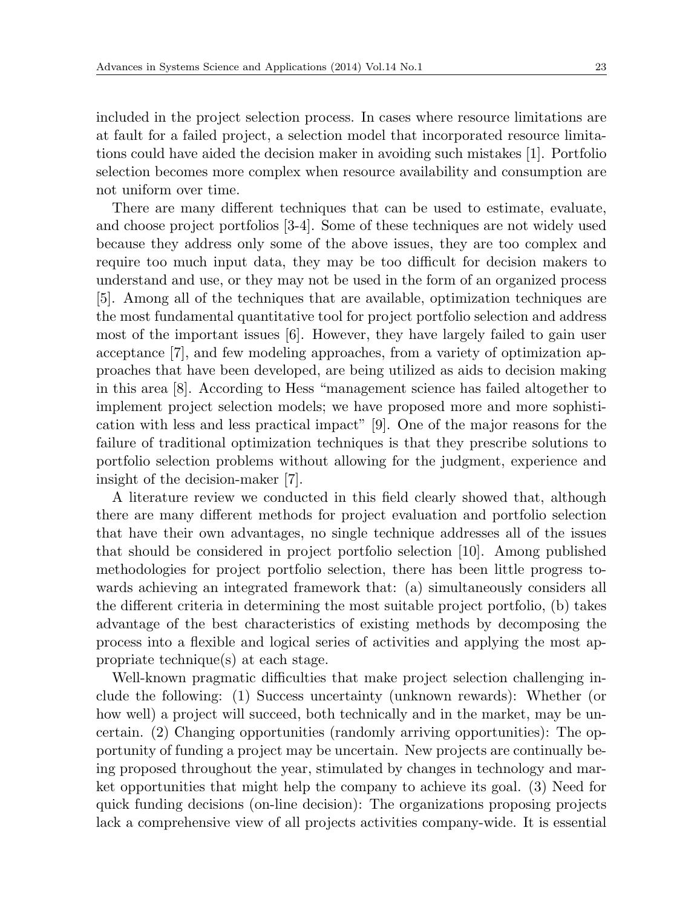included in the project selection process. In cases where resource limitations are at fault for a failed project, a selection model that incorporated resource limitations could have aided the decision maker in avoiding such mistakes [1]. Portfolio selection becomes more complex when resource availability and consumption are not uniform over time.

There are many different techniques that can be used to estimate, evaluate, and choose project portfolios [3-4]. Some of these techniques are not widely used because they address only some of the above issues, they are too complex and require too much input data, they may be too difficult for decision makers to understand and use, or they may not be used in the form of an organized process [5]. Among all of the techniques that are available, optimization techniques are the most fundamental quantitative tool for project portfolio selection and address most of the important issues [6]. However, they have largely failed to gain user acceptance [7], and few modeling approaches, from a variety of optimization approaches that have been developed, are being utilized as aids to decision making in this area [8]. According to Hess "management science has failed altogether to implement project selection models; we have proposed more and more sophistication with less and less practical impact" [9]. One of the major reasons for the failure of traditional optimization techniques is that they prescribe solutions to portfolio selection problems without allowing for the judgment, experience and insight of the decision-maker [7].

A literature review we conducted in this field clearly showed that, although there are many different methods for project evaluation and portfolio selection that have their own advantages, no single technique addresses all of the issues that should be considered in project portfolio selection [10]. Among published methodologies for project portfolio selection, there has been little progress towards achieving an integrated framework that: (a) simultaneously considers all the different criteria in determining the most suitable project portfolio, (b) takes advantage of the best characteristics of existing methods by decomposing the process into a flexible and logical series of activities and applying the most appropriate technique(s) at each stage.

Well-known pragmatic difficulties that make project selection challenging include the following: (1) Success uncertainty (unknown rewards): Whether (or how well) a project will succeed, both technically and in the market, may be uncertain. (2) Changing opportunities (randomly arriving opportunities): The opportunity of funding a project may be uncertain. New projects are continually being proposed throughout the year, stimulated by changes in technology and market opportunities that might help the company to achieve its goal. (3) Need for quick funding decisions (on-line decision): The organizations proposing projects lack a comprehensive view of all projects activities company-wide. It is essential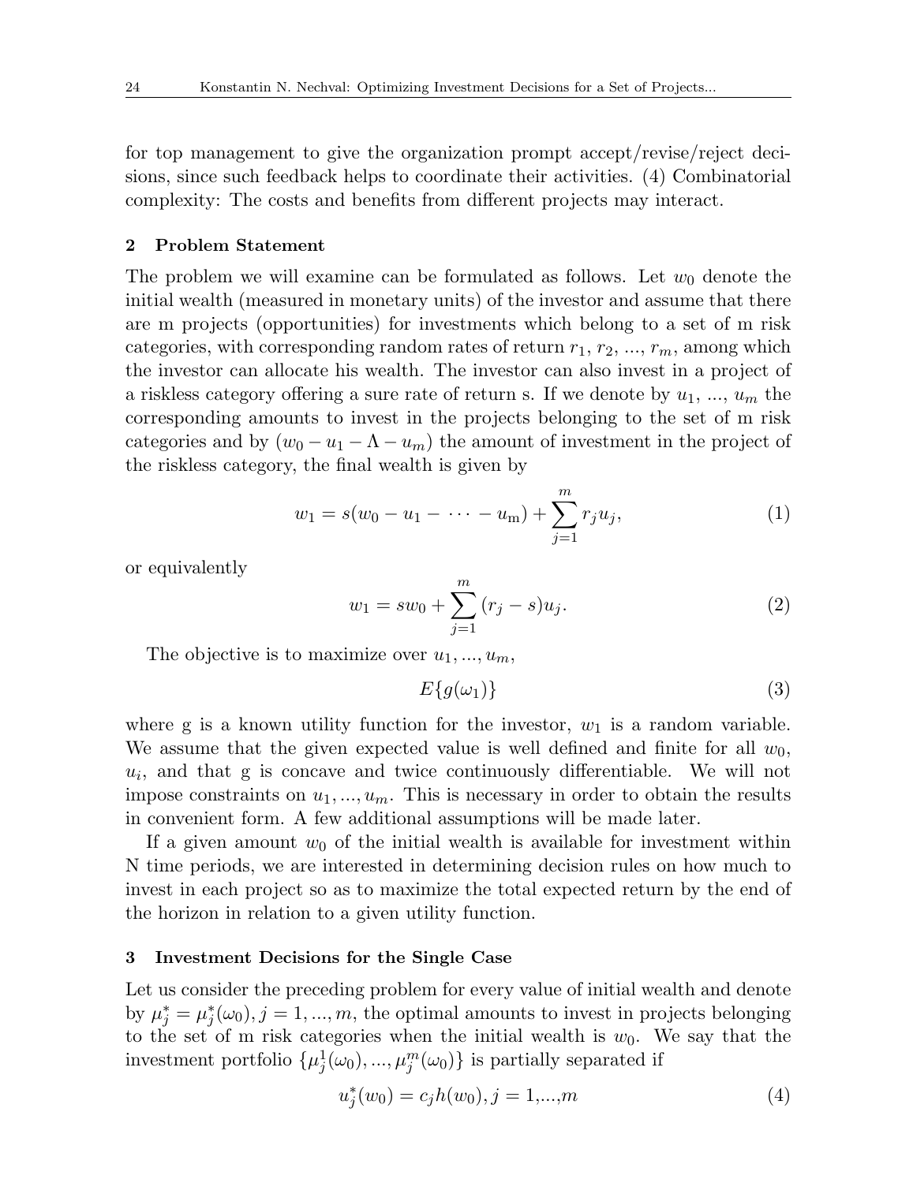for top management to give the organization prompt accept/revise/reject decisions, since such feedback helps to coordinate their activities. (4) Combinatorial complexity: The costs and benefits from different projects may interact.

## 2 Problem Statement

The problem we will examine can be formulated as follows. Let $w_0$ denote the initial wealth (measured in monetary units) of the investor and assume that there are m projects (opportunities) for investments which belong to a set of m risk categories, with corresponding random rates of return $r_1, r_2, ..., r_m$, among which the investor can allocate his wealth. The investor can also invest in a project of a riskless category offering a sure rate of return s. If we denote by $u_1, ..., u_m$ the corresponding amounts to invest in the projects belonging to the set of m risk categories and by $(w_0 - u_1 - \Lambda - u_m)$ the amount of investment in the project of the riskless category, the final wealth is given by

$$w_1 = s(w_0 - u_1 - \cdots - u_\mathrm{m}) + \sum_{j=1}^{m} r_j u_j, \tag{1}$$

or equivalently

$$w_1 = sw_0 + \sum_{j=1}^{m} (r_j - s)u_j. \tag{2}$$

The objective is to maximize over $u_1, ..., u_m$,

$$E\{g(\omega_1)\} \tag{3}$$

where g is a known utility function for the investor, $w_1$ is a random variable. We assume that the given expected value is well defined and finite for all $w_0$, $u_i$, and that g is concave and twice continuously differentiable. We will not impose constraints on $u_1, ..., u_m$. This is necessary in order to obtain the results in convenient form. A few additional assumptions will be made later.

If a given amount $w_0$ of the initial wealth is available for investment within N time periods, we are interested in determining decision rules on how much to invest in each project so as to maximize the total expected return by the end of the horizon in relation to a given utility function.

## 3 Investment Decisions for the Single Case

Let us consider the preceding problem for every value of initial wealth and denote by $\mu_j^* = \mu_j^*(\omega_0), j = 1, ..., m$, the optimal amounts to invest in projects belonging to the set of m risk categories when the initial wealth is $w_0$. We say that the investment portfolio $\{\mu_j^1(\omega_0), ..., \mu_j^m(\omega_0)\}$ is partially separated if

$$u_j^*(w_0) = c_j h(w_0), j = 1,...,m \tag{4}$$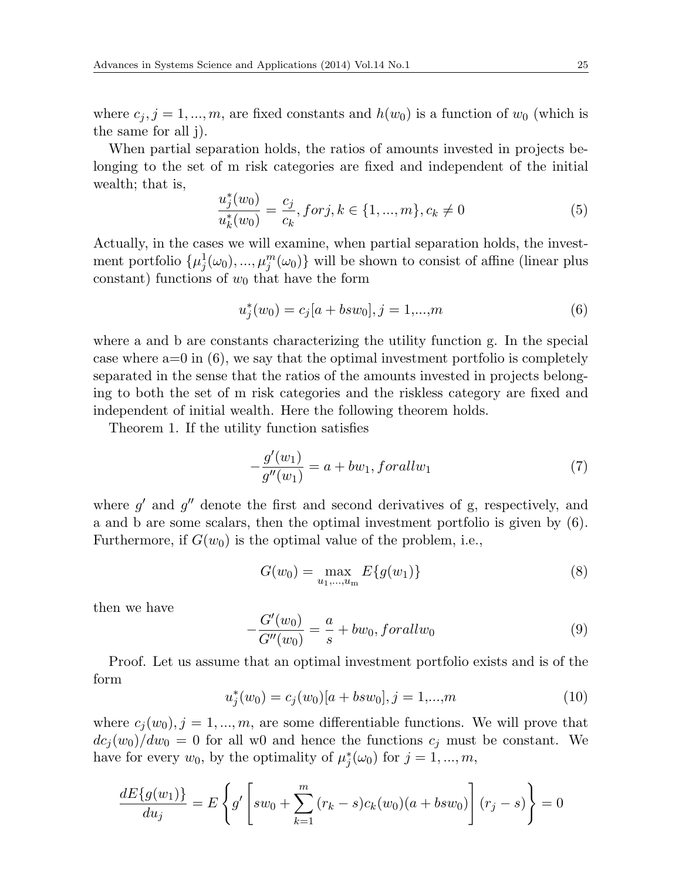where $c_j, j = 1, ..., m$, are fixed constants and $h(w_0)$ is a function of $w_0$ (which is the same for all j).

When partial separation holds, the ratios of amounts invested in projects belonging to the set of m risk categories are fixed and independent of the initial wealth; that is,

$$\frac{u_j^*(w_0)}{u_k^*(w_0)} = \frac{c_j}{c_k}, for j, k \in \{1, ..., m\}, c_k \neq 0 \tag{5}$$

Actually, in the cases we will examine, when partial separation holds, the investment portfolio $\{\mu_j^1(\omega_0), ..., \mu_j^m(\omega_0)\}$ will be shown to consist of affine (linear plus constant) functions of $w_0$ that have the form

$$u_j^*(w_0) = c_j[a + bsw_0], j = 1,...,m \tag{6}$$

where a and b are constants characterizing the utility function g. In the special case where a=0 in (6), we say that the optimal investment portfolio is completely separated in the sense that the ratios of the amounts invested in projects belonging to both the set of m risk categories and the riskless category are fixed and independent of initial wealth. Here the following theorem holds.

Theorem 1. If the utility function satisfies

$$-\frac{g'(w_1)}{g''(w_1)} = a + bw_1, for all w_1 \tag{7}$$

where $g'$ and $g''$ denote the first and second derivatives of g, respectively, and a and b are some scalars, then the optimal investment portfolio is given by (6). Furthermore, if $G(w_0)$ is the optimal value of the problem, i.e.,

$$G(w_0) = \max_{u_1,...,u_m} E\{g(w_1)\} \tag{8}$$

then we have

$$-\frac{G'(w_0)}{G''(w_0)} = \frac{a}{s} + bw_0, for all w_0 \tag{9}$$

Proof. Let us assume that an optimal investment portfolio exists and is of the form

$$u_j^*(w_0) = c_j(w_0)[a + bsw_0], j = 1,...,m \tag{10}$$

where $c_j(w_0), j = 1, ..., m$, are some differentiable functions. We will prove that $dc_j(w_0)/dw_0 = 0$ for all w0 and hence the functions $c_j$ must be constant. We have for every $w_0$, by the optimality of $\mu_j^*(\omega_0)$ for $j = 1, ..., m$,

$$\frac{dE\{g(w_1)\}}{du_j} = E\left\{g'\left[sw_0 + \sum_{k=1}^{m}(r_k - s)c_k(w_0)(a + bsw_0)\right](r_j - s)\right\} = 0$$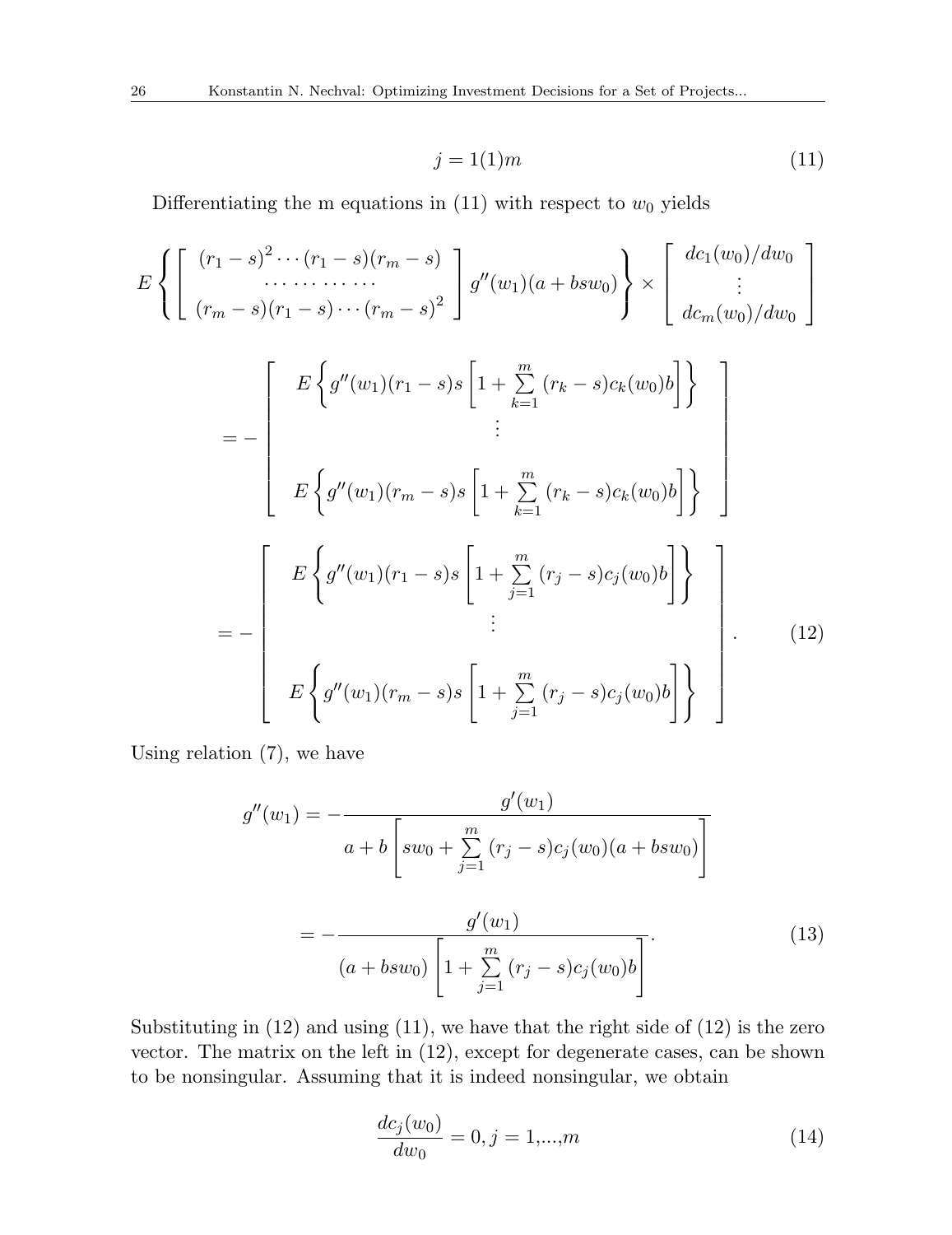$$j = 1(1)m \tag{11}$$

Differentiating the m equations in (11) with respect to $w_0$ yields

$$E\left\{\left[\begin{array}{c} (r_1-s)^2\cdots(r_1-s)(r_m-s) \\ \cdots\cdots\cdots\cdots \\ (r_m-s)(r_1-s)\cdots(r_m-s)^2 \end{array}\right] g''(w_1)(a+bsw_0)\right\} \times \left[\begin{array}{c} dc_1(w_0)/dw_0 \\ \vdots \\ dc_m(w_0)/dw_0 \end{array}\right]$$

$$= -\left[\begin{array}{c} E\left\{g''(w_1)(r_1-s)s\left[1+\sum\limits_{k=1}^{m}(r_k-s)c_k(w_0)b\right]\right\} \\ \vdots \\ E\left\{g''(w_1)(r_m-s)s\left[1+\sum\limits_{k=1}^{m}(r_k-s)c_k(w_0)b\right]\right\} \end{array}\right]$$

$$= -\left[\begin{array}{c} E\left\{g''(w_1)(r_1-s)s\left[1+\sum\limits_{j=1}^{m}(r_j-s)c_j(w_0)b\right]\right\} \\ \vdots \\ E\left\{g''(w_1)(r_m-s)s\left[1+\sum\limits_{j=1}^{m}(r_j-s)c_j(w_0)b\right]\right\} \end{array}\right]. \tag{12}$$

Using relation (7), we have

$$g''(w_1) = -\frac{g'(w_1)}{a+b\left[sw_0+\sum\limits_{j=1}^{m}(r_j-s)c_j(w_0)(a+bsw_0)\right]}$$

$$= -\frac{g'(w_1)}{(a+bsw_0)\left[1+\sum\limits_{j=1}^{m}(r_j-s)c_j(w_0)b\right]}. \tag{13}$$

Substituting in (12) and using (11), we have that the right side of (12) is the zero vector. The matrix on the left in (12), except for degenerate cases, can be shown to be nonsingular. Assuming that it is indeed nonsingular, we obtain

$$\frac{dc_j(w_0)}{dw_0} = 0, j = 1,...,m \tag{14}$$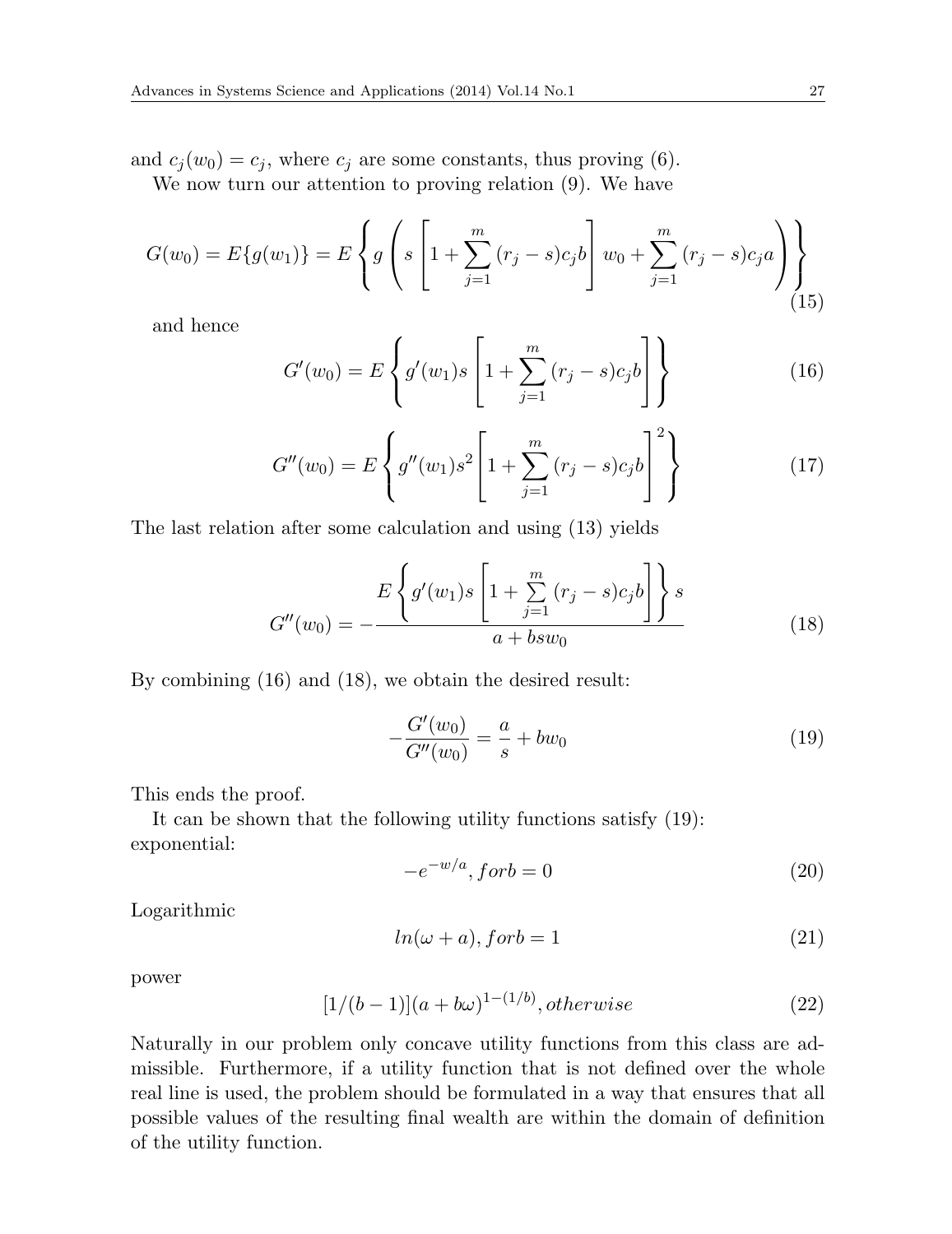and $c_j(w_0) = c_j$, where $c_j$ are some constants, thus proving (6).

We now turn our attention to proving relation (9). We have

$$G(w_0) = E\{g(w_1)\} = E\left\{ g\left( s\left[1 + \sum_{j=1}^{m} (r_j - s)c_j b\right] w_0 + \sum_{j=1}^{m} (r_j - s)c_j a \right) \right\} \tag{15}$$

and hence

$$G'(w_0) = E\left\{ g'(w_1)s\left[1 + \sum_{j=1}^{m} (r_j - s)c_j b\right] \right\} \tag{16}$$

$$G''(w_0) = E\left\{ g''(w_1)s^2\left[1 + \sum_{j=1}^{m} (r_j - s)c_j b\right]^2 \right\} \tag{17}$$

The last relation after some calculation and using (13) yields

$$G''(w_0) = -\frac{E\left\{ g'(w_1)s\left[1 + \sum\limits_{j=1}^{m} (r_j - s)c_j b\right] \right\} s}{a + bsw_0} \tag{18}$$

By combining (16) and (18), we obtain the desired result:

$$-\frac{G'(w_0)}{G''(w_0)} = \frac{a}{s} + bw_0 \tag{19}$$

This ends the proof.

It can be shown that the following utility functions satisfy (19):
exponential:

$$-e^{-w/a}, forb = 0 \tag{20}$$

Logarithmic

$$ln(\omega + a), forb = 1 \tag{21}$$

power

$$[1/(b-1)](a + b\omega)^{1-(1/b)}, otherwise \tag{22}$$

Naturally in our problem only concave utility functions from this class are admissible. Furthermore, if a utility function that is not defined over the whole real line is used, the problem should be formulated in a way that ensures that all possible values of the resulting final wealth are within the domain of definition of the utility function.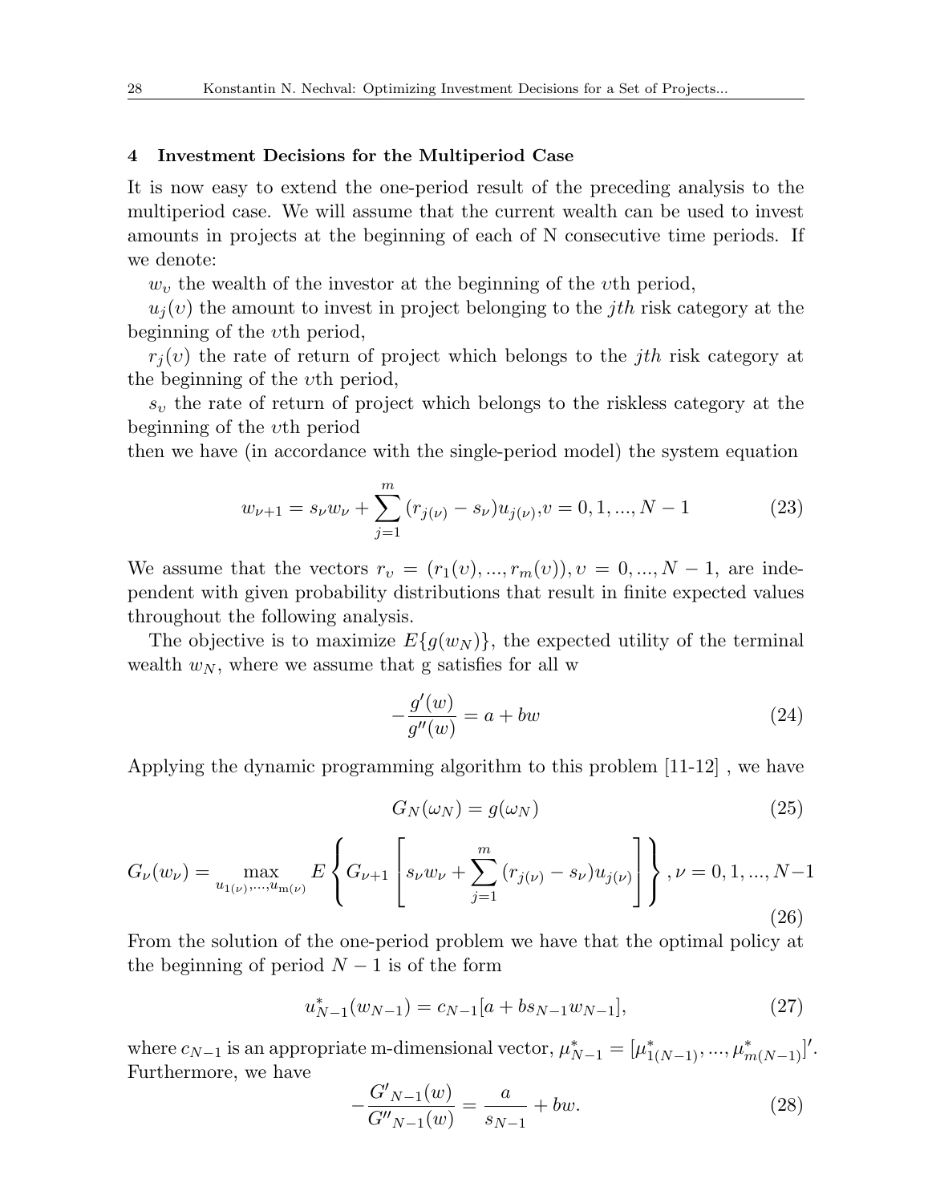## 4 Investment Decisions for the Multiperiod Case

It is now easy to extend the one-period result of the preceding analysis to the multiperiod case. We will assume that the current wealth can be used to invest amounts in projects at the beginning of each of N consecutive time periods. If we denote:

$w_\upsilon$ the wealth of the investor at the beginning of the $\upsilon$th period,

$u_j(\upsilon)$ the amount to invest in project belonging to the $jth$ risk category at the beginning of the $\upsilon$th period,

$r_j(\upsilon)$ the rate of return of project which belongs to the $jth$ risk category at the beginning of the $\upsilon$th period,

$s_\upsilon$ the rate of return of project which belongs to the riskless category at the beginning of the $\upsilon$th period

then we have (in accordance with the single-period model) the system equation

$$w_{\nu+1} = s_\nu w_\nu + \sum_{j=1}^{m} (r_{j(\nu)} - s_\nu) u_{j(\nu)}, \upsilon = 0, 1, ..., N-1 \tag{23}$$

We assume that the vectors $r_\upsilon = (r_1(\upsilon), ..., r_m(\upsilon)), \upsilon = 0, ..., N-1$, are independent with given probability distributions that result in finite expected values throughout the following analysis.

The objective is to maximize $E\{g(w_N)\}$, the expected utility of the terminal wealth $w_N$, where we assume that g satisfies for all w

$$-\frac{g'(w)}{g''(w)} = a + bw \tag{24}$$

Applying the dynamic programming algorithm to this problem [11-12] , we have

$$G_N(\omega_N) = g(\omega_N) \tag{25}$$

$$G_\nu(w_\nu) = \max_{u_{1(\nu)}, ..., u_{m(\nu)}} E\left\{ G_{\nu+1}\left[ s_\nu w_\nu + \sum_{j=1}^{m} (r_{j(\nu)} - s_\nu) u_{j(\nu)} \right] \right\}, \nu = 0, 1, ..., N-1 \tag{26}$$

From the solution of the one-period problem we have that the optimal policy at the beginning of period $N-1$ is of the form

$$u^*_{N-1}(w_{N-1}) = c_{N-1}[a + bs_{N-1}w_{N-1}], \tag{27}$$

where $c_{N-1}$ is an appropriate m-dimensional vector, $\mu^*_{N-1} = [\mu^*_{1(N-1)}, ..., \mu^*_{m(N-1)}]'$. Furthermore, we have

$$-\frac{G'_{N-1}(w)}{G''_{N-1}(w)} = \frac{a}{s_{N-1}} + bw. \tag{28}$$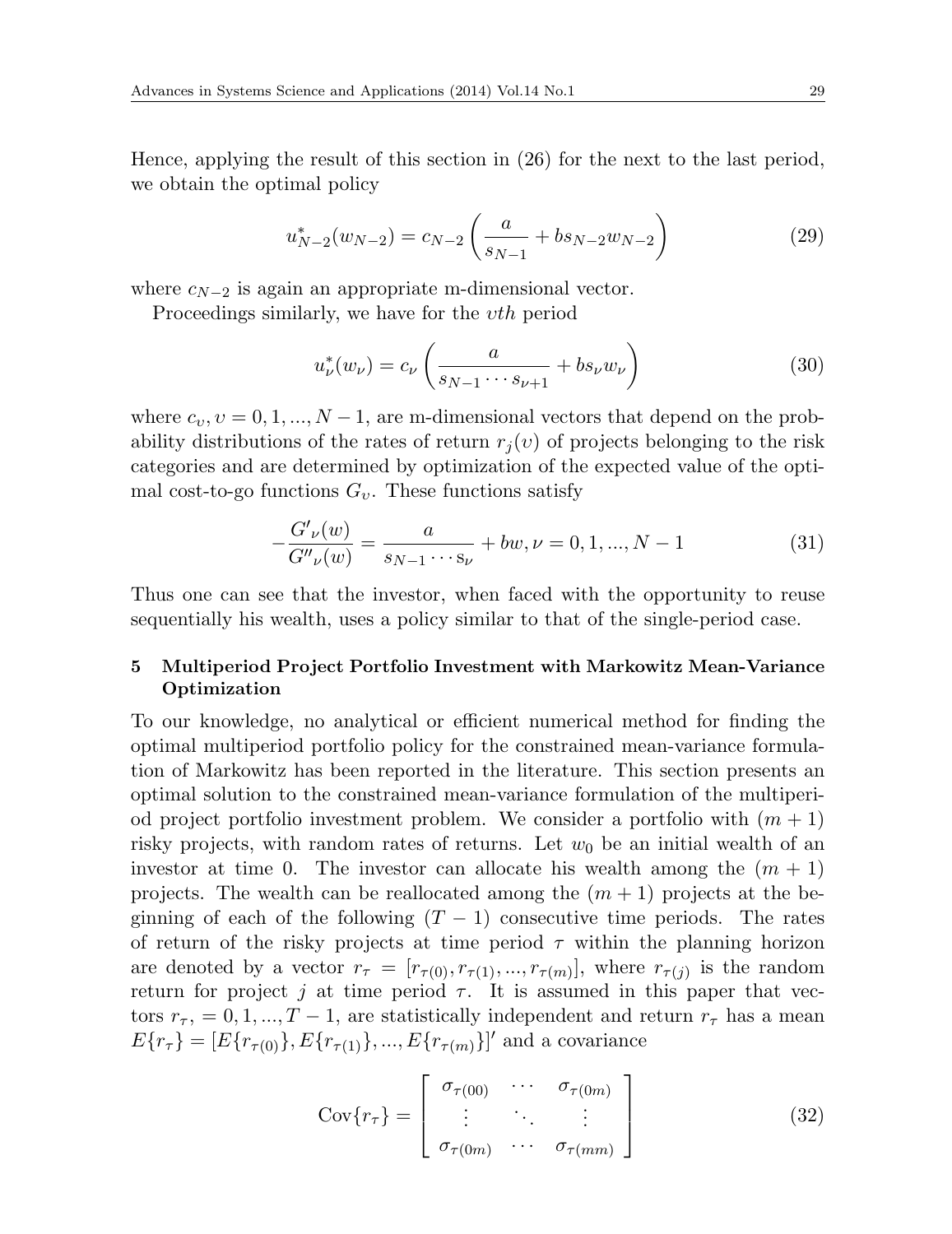Hence, applying the result of this section in (26) for the next to the last period, we obtain the optimal policy

$$u^*_{N-2}(w_{N-2}) = c_{N-2}\left(\frac{a}{s_{N-1}} + bs_{N-2}w_{N-2}\right) \tag{29}$$

where $c_{N-2}$ is again an appropriate m-dimensional vector.

Proceedings similarly, we have for the $\upsilon th$ period

$$u^*_{\nu}(w_{\nu}) = c_{\nu}\left(\frac{a}{s_{N-1}\cdots s_{\nu+1}} + bs_{\nu}w_{\nu}\right) \tag{30}$$

where $c_{\upsilon}, \upsilon = 0, 1, ..., N-1$, are m-dimensional vectors that depend on the probability distributions of the rates of return $r_j(\upsilon)$ of projects belonging to the risk categories and are determined by optimization of the expected value of the optimal cost-to-go functions $G_{\upsilon}$. These functions satisfy

$$-\frac{G'_{\nu}(w)}{G''_{\nu}(w)} = \frac{a}{s_{N-1}\cdots \mathrm{s}_{\nu}} + bw, \nu = 0, 1, ..., N-1 \tag{31}$$

Thus one can see that the investor, when faced with the opportunity to reuse sequentially his wealth, uses a policy similar to that of the single-period case.

## 5 Multiperiod Project Portfolio Investment with Markowitz Mean-Variance Optimization

To our knowledge, no analytical or efficient numerical method for finding the optimal multiperiod portfolio policy for the constrained mean-variance formulation of Markowitz has been reported in the literature. This section presents an optimal solution to the constrained mean-variance formulation of the multiperiod project portfolio investment problem. We consider a portfolio with $(m+1)$ risky projects, with random rates of returns. Let $w_0$ be an initial wealth of an investor at time 0. The investor can allocate his wealth among the $(m+1)$ projects. The wealth can be reallocated among the $(m+1)$ projects at the beginning of each of the following $(T-1)$ consecutive time periods. The rates of return of the risky projects at time period $\tau$ within the planning horizon are denoted by a vector $r_{\tau} = [r_{\tau(0)}, r_{\tau(1)}, ..., r_{\tau(m)}]$, where $r_{\tau(j)}$ is the random return for project $j$ at time period $\tau$. It is assumed in this paper that vectors $r_{\tau}, = 0, 1, ..., T-1$, are statistically independent and return $r_{\tau}$ has a mean $E\{r_{\tau}\} = [E\{r_{\tau(0)}\}, E\{r_{\tau(1)}\}, ..., E\{r_{\tau(m)}\}]'$ and a covariance

$$\mathrm{Cov}\{r_{\tau}\} = \begin{bmatrix} \sigma_{\tau(00)} & \cdots & \sigma_{\tau(0m)} \\ \vdots & \ddots & \vdots \\ \sigma_{\tau(0m)} & \cdots & \sigma_{\tau(mm)} \end{bmatrix} \tag{32}$$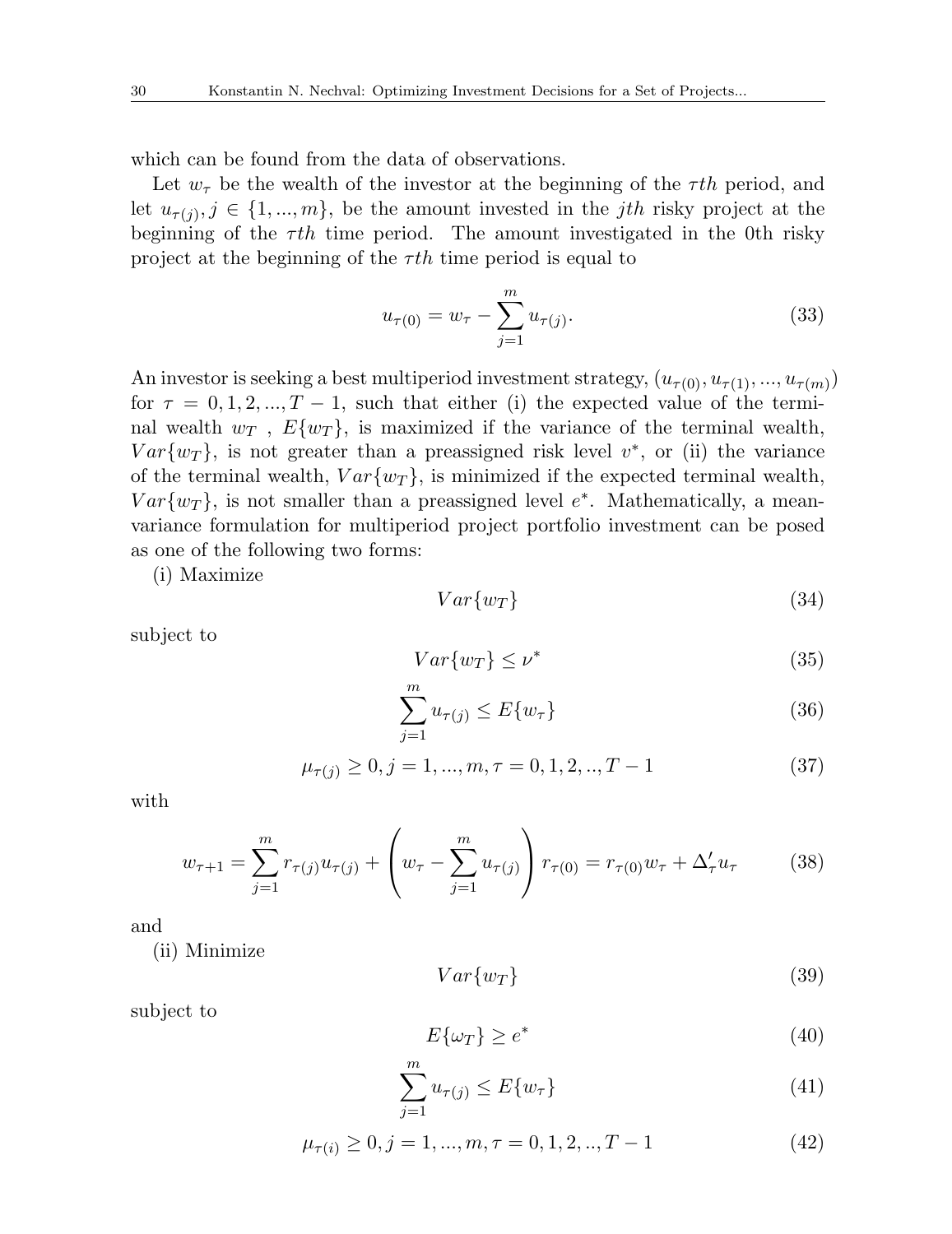which can be found from the data of observations.

Let $w_\tau$ be the wealth of the investor at the beginning of the $\tau th$ period, and let $u_{\tau(j)}, j \in \{1, ..., m\}$, be the amount invested in the $jth$ risky project at the beginning of the $\tau th$ time period. The amount investigated in the 0th risky project at the beginning of the $\tau th$ time period is equal to

$$u_{\tau(0)} = w_\tau - \sum_{j=1}^{m} u_{\tau(j)}. \tag{33}$$

An investor is seeking a best multiperiod investment strategy, $(u_{\tau(0)}, u_{\tau(1)}, ..., u_{\tau(m)})$ for $\tau = 0, 1, 2, ..., T-1$, such that either (i) the expected value of the terminal wealth $w_T$ , $E\{w_T\}$, is maximized if the variance of the terminal wealth, $Var\{w_T\}$, is not greater than a preassigned risk level $v^*$, or (ii) the variance of the terminal wealth, $Var\{w_T\}$, is minimized if the expected terminal wealth, $Var\{w_T\}$, is not smaller than a preassigned level $e^*$. Mathematically, a mean-variance formulation for multiperiod project portfolio investment can be posed as one of the following two forms:

(i) Maximize

$$Var\{w_T\} \tag{34}$$

subject to

$$Var\{w_T\} \leq \nu^* \tag{35}$$

$$\sum_{j=1}^{m} u_{\tau(j)} \leq E\{w_\tau\} \tag{36}$$

$$\mu_{\tau(j)} \geq 0, j = 1, ..., m, \tau = 0, 1, 2, .., T-1 \tag{37}$$

with

$$w_{\tau+1} = \sum_{j=1}^{m} r_{\tau(j)} u_{\tau(j)} + \left( w_\tau - \sum_{j=1}^{m} u_{\tau(j)} \right) r_{\tau(0)} = r_{\tau(0)} w_\tau + \Delta'_\tau u_\tau \tag{38}$$

and

(ii) Minimize

$$Var\{w_T\} \tag{39}$$

subject to

$$E\{\omega_T\} \geq e^* \tag{40}$$

$$\sum_{j=1}^{m} u_{\tau(j)} \leq E\{w_\tau\} \tag{41}$$

$$\mu_{\tau(i)} \geq 0, j = 1, ..., m, \tau = 0, 1, 2, .., T-1 \tag{42}$$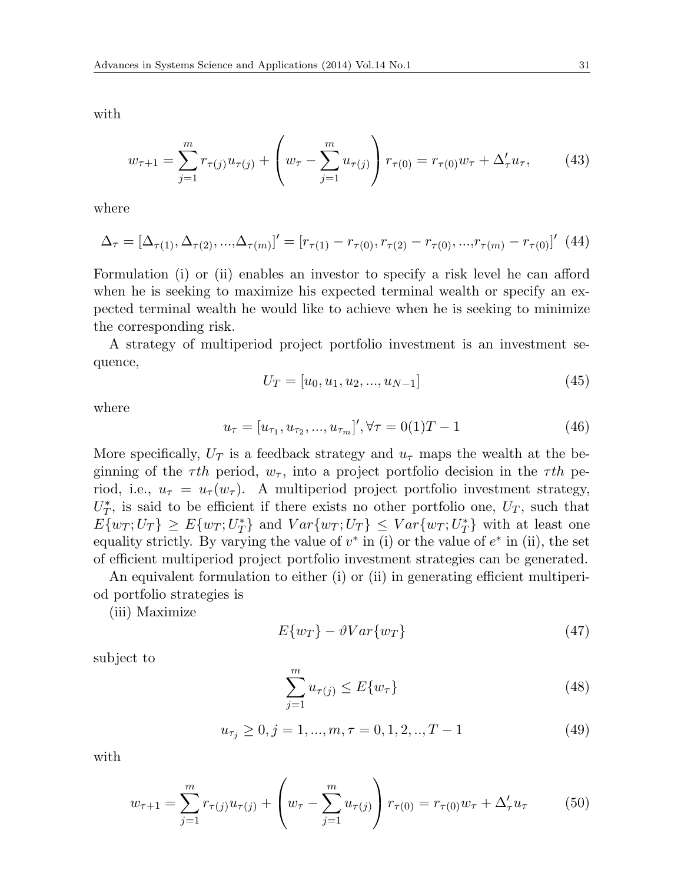with

$$w_{\tau+1} = \sum_{j=1}^{m} r_{\tau(j)} u_{\tau(j)} + \left( w_\tau - \sum_{j=1}^{m} u_{\tau(j)} \right) r_{\tau(0)} = r_{\tau(0)} w_\tau + \Delta'_\tau u_\tau, \tag{43}$$

where

$$\Delta_\tau = [\Delta_{\tau(1)}, \Delta_{\tau(2)}, ..., \Delta_{\tau(m)}]' = [r_{\tau(1)} - r_{\tau(0)}, r_{\tau(2)} - r_{\tau(0)}, ..., r_{\tau(m)} - r_{\tau(0)}]' \tag{44}$$

Formulation (i) or (ii) enables an investor to specify a risk level he can afford when he is seeking to maximize his expected terminal wealth or specify an expected terminal wealth he would like to achieve when he is seeking to minimize the corresponding risk.

A strategy of multiperiod project portfolio investment is an investment sequence,

$$U_T = [u_0, u_1, u_2, ..., u_{N-1}] \tag{45}$$

where

$$u_\tau = [u_{\tau_1}, u_{\tau_2}, ..., u_{\tau_m}]', \forall \tau = 0(1)T - 1 \tag{46}$$

More specifically, $U_T$ is a feedback strategy and $u_\tau$ maps the wealth at the beginning of the $\tau th$ period, $w_\tau$, into a project portfolio decision in the $\tau th$ period, i.e., $u_\tau = u_\tau(w_\tau)$. A multiperiod project portfolio investment strategy, $U_T^*$, is said to be efficient if there exists no other portfolio one, $U_T$, such that $E\{w_T; U_T\} \geq E\{w_T; U_T^*\}$ and $Var\{w_T; U_T\} \leq Var\{w_T; U_T^*\}$ with at least one equality strictly. By varying the value of $v^*$ in (i) or the value of $e^*$ in (ii), the set of efficient multiperiod project portfolio investment strategies can be generated.

An equivalent formulation to either (i) or (ii) in generating efficient multiperiod portfolio strategies is

(iii) Maximize

$$E\{w_T\} - \vartheta Var\{w_T\} \tag{47}$$

subject to

$$\sum_{j=1}^{m} u_{\tau(j)} \leq E\{w_\tau\} \tag{48}$$

$$u_{\tau_j} \geq 0, j = 1, ..., m, \tau = 0, 1, 2, .., T - 1 \tag{49}$$

with

$$w_{\tau+1} = \sum_{j=1}^{m} r_{\tau(j)} u_{\tau(j)} + \left( w_\tau - \sum_{j=1}^{m} u_{\tau(j)} \right) r_{\tau(0)} = r_{\tau(0)} w_\tau + \Delta'_\tau u_\tau \tag{50}$$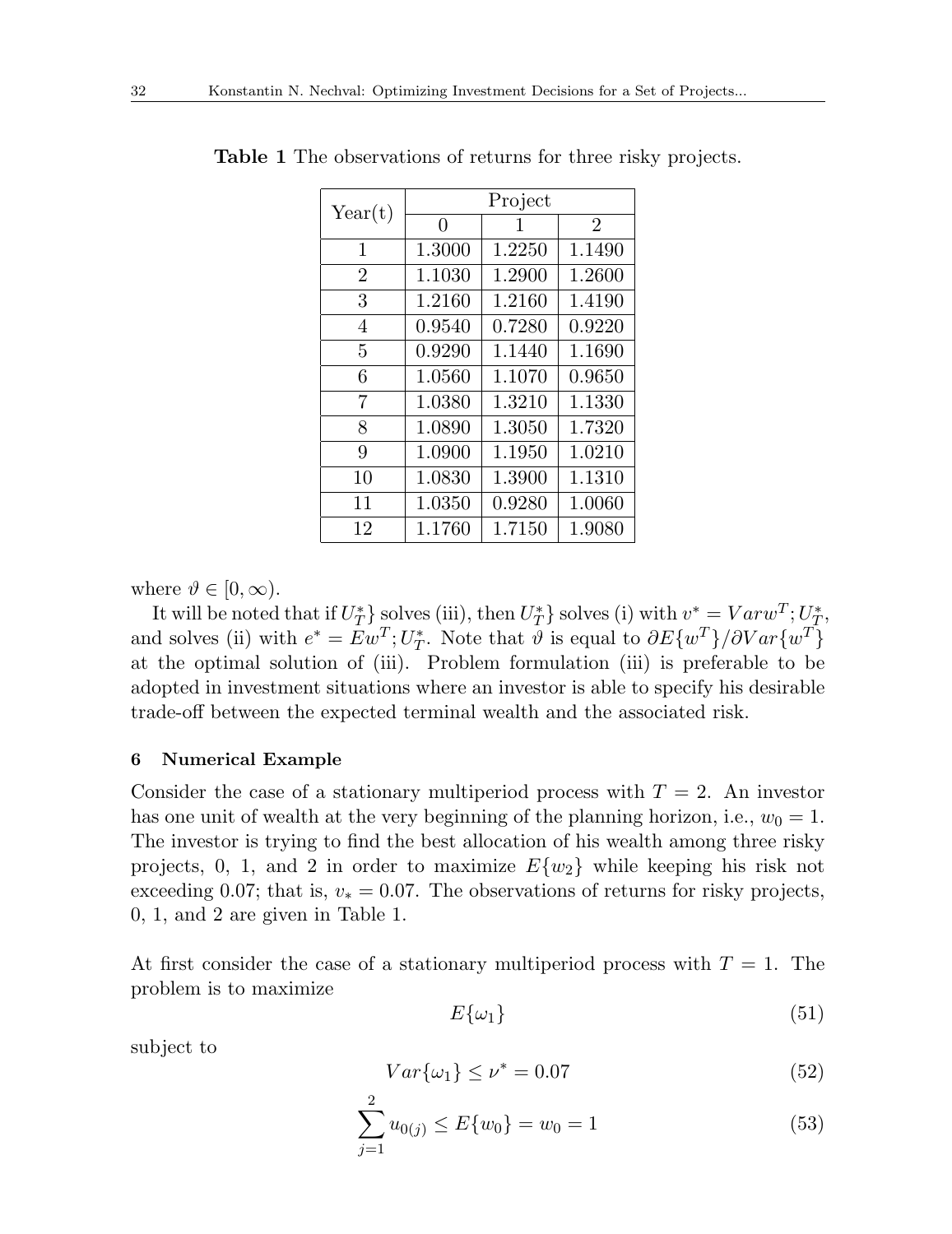**Table 1** The observations of returns for three risky projects.

| Year(t) | Project | | |
|---|---|---|---|
| | 0 | 1 | 2 |
| 1 | 1.3000 | 1.2250 | 1.1490 |
| 2 | 1.1030 | 1.2900 | 1.2600 |
| 3 | 1.2160 | 1.2160 | 1.4190 |
| 4 | 0.9540 | 0.7280 | 0.9220 |
| 5 | 0.9290 | 1.1440 | 1.1690 |
| 6 | 1.0560 | 1.1070 | 0.9650 |
| 7 | 1.0380 | 1.3210 | 1.1330 |
| 8 | 1.0890 | 1.3050 | 1.7320 |
| 9 | 1.0900 | 1.1950 | 1.0210 |
| 10 | 1.0830 | 1.3900 | 1.1310 |
| 11 | 1.0350 | 0.9280 | 1.0060 |
| 12 | 1.1760 | 1.7150 | 1.9080 |

where $\vartheta \in [0, \infty)$.

It will be noted that if $U_T^*\}$ solves (iii), then $U_T^*\}$ solves (i) with $v^* = Varw^T; U_T^*$, and solves (ii) with $e^* = Ew^T; U_T^*$. Note that $\vartheta$ is equal to $\partial E\{w^T\}/\partial Var\{w^T\}$ at the optimal solution of (iii). Problem formulation (iii) is preferable to be adopted in investment situations where an investor is able to specify his desirable trade-off between the expected terminal wealth and the associated risk.

## 6 Numerical Example

Consider the case of a stationary multiperiod process with $T = 2$. An investor has one unit of wealth at the very beginning of the planning horizon, i.e., $w_0 = 1$. The investor is trying to find the best allocation of his wealth among three risky projects, 0, 1, and 2 in order to maximize $E\{w_2\}$ while keeping his risk not exceeding 0.07; that is, $v_* = 0.07$. The observations of returns for risky projects, 0, 1, and 2 are given in Table 1.

At first consider the case of a stationary multiperiod process with $T = 1$. The problem is to maximize

$$E\{\omega_1\} \tag{51}$$

subject to

$$Var\{\omega_1\} \leq \nu^* = 0.07 \tag{52}$$

$$\sum_{j=1}^{2} u_{0(j)} \leq E\{w_0\} = w_0 = 1 \tag{53}$$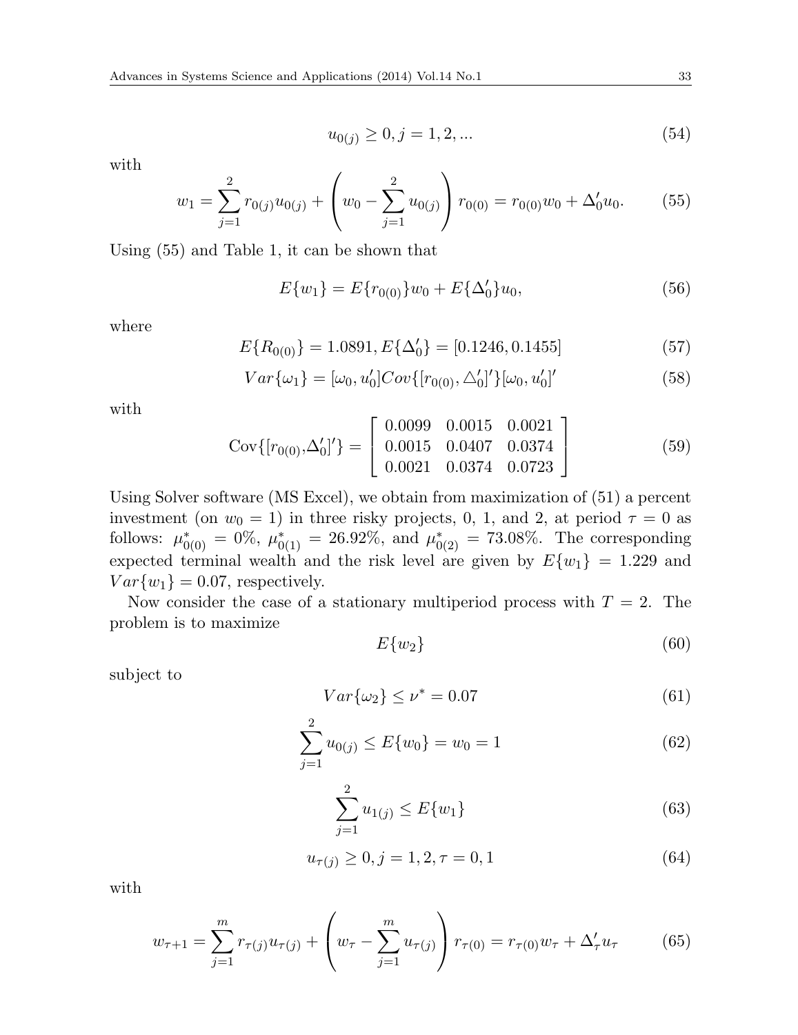$$u_{0(j)} \geq 0, j = 1, 2, ... \tag{54}$$

with

$$w_1 = \sum_{j=1}^{2} r_{0(j)} u_{0(j)} + \left( w_0 - \sum_{j=1}^{2} u_{0(j)} \right) r_{0(0)} = r_{0(0)} w_0 + \Delta_0' u_0. \tag{55}$$

Using (55) and Table 1, it can be shown that

$$E\{w_1\} = E\{r_{0(0)}\} w_0 + E\{\Delta_0'\} u_0, \tag{56}$$

where

$$E\{R_{0(0)}\} = 1.0891, E\{\Delta_0'\} = [0.1246, 0.1455] \tag{57}$$

$$Var\{\omega_1\} = [\omega_0, u_0'] Cov\{[r_{0(0)}, \triangle_0']'\} [\omega_0, u_0']' \tag{58}$$

with

$$\text{Cov}\{[r_{0(0)}, \Delta_0']'\} = \begin{bmatrix} 0.0099 & 0.0015 & 0.0021 \\ 0.0015 & 0.0407 & 0.0374 \\ 0.0021 & 0.0374 & 0.0723 \end{bmatrix} \tag{59}$$

Using Solver software (MS Excel), we obtain from maximization of (51) a percent investment (on $w_0 = 1$) in three risky projects, 0, 1, and 2, at period $\tau = 0$ as follows: $\mu_{0(0)}^* = 0\%$, $\mu_{0(1)}^* = 26.92\%$, and $\mu_{0(2)}^* = 73.08\%$. The corresponding expected terminal wealth and the risk level are given by $E\{w_1\} = 1.229$ and $Var\{w_1\} = 0.07$, respectively.

Now consider the case of a stationary multiperiod process with $T = 2$. The problem is to maximize

$$E\{w_2\} \tag{60}$$

subject to

$$Var\{\omega_2\} \leq \nu^* = 0.07 \tag{61}$$

$$\sum_{j=1}^{2} u_{0(j)} \leq E\{w_0\} = w_0 = 1 \tag{62}$$

$$\sum_{j=1}^{2} u_{1(j)} \leq E\{w_1\} \tag{63}$$

$$u_{\tau(j)} \geq 0, j = 1, 2, \tau = 0, 1 \tag{64}$$

with

$$w_{\tau+1} = \sum_{j=1}^{m} r_{\tau(j)} u_{\tau(j)} + \left( w_\tau - \sum_{j=1}^{m} u_{\tau(j)} \right) r_{\tau(0)} = r_{\tau(0)} w_\tau + \Delta_\tau' u_\tau \tag{65}$$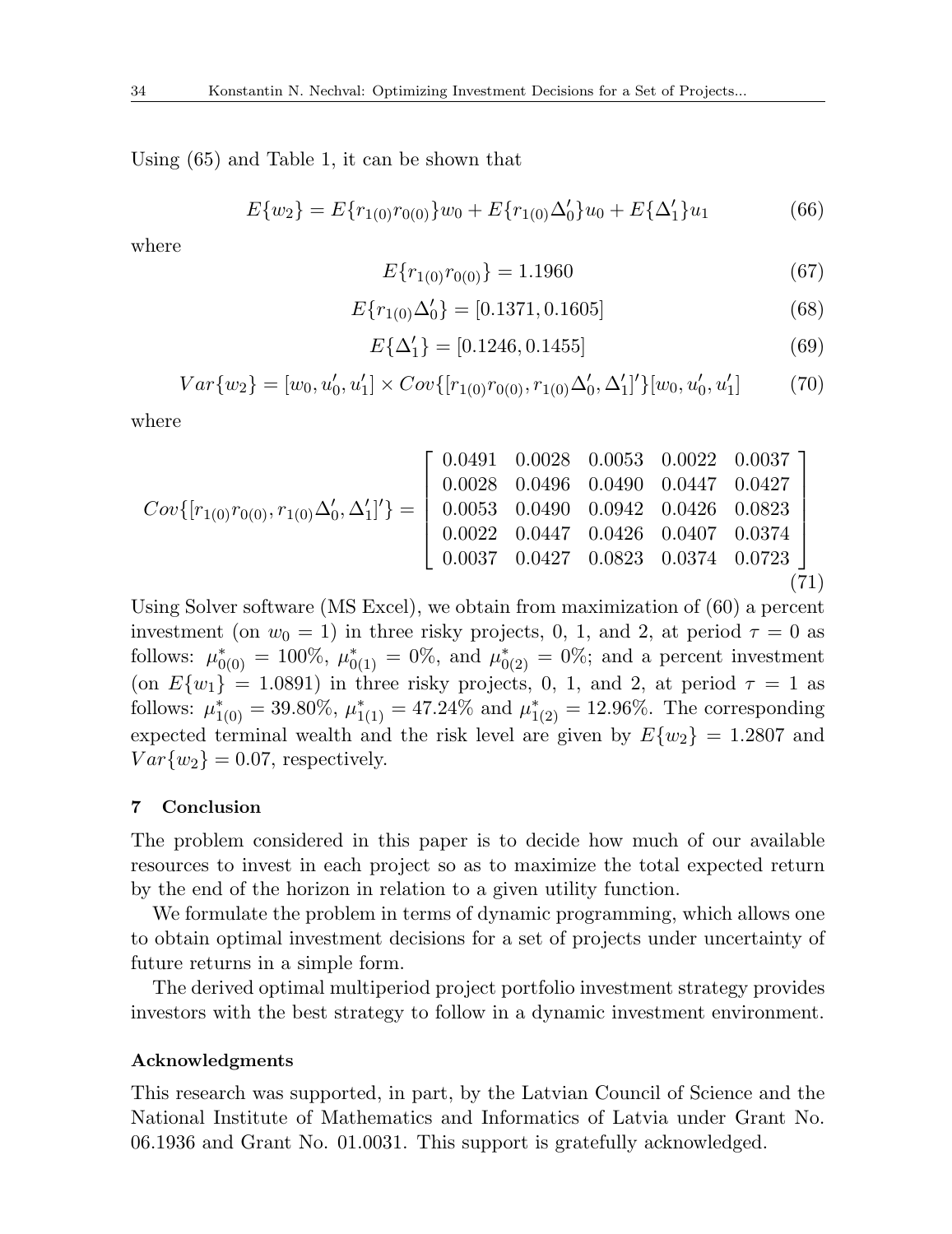Using (65) and Table 1, it can be shown that

$$E\{w_2\} = E\{r_{1(0)}r_{0(0)}\}w_0 + E\{r_{1(0)}\Delta_0'\}u_0 + E\{\Delta_1'\}u_1 \tag{66}$$

where

$$E\{r_{1(0)}r_{0(0)}\} = 1.1960 \tag{67}$$

$$E\{r_{1(0)}\Delta_0'\} = [0.1371, 0.1605] \tag{68}$$

$$E\{\Delta_1'\} = [0.1246, 0.1455] \tag{69}$$

$$Var\{w_2\} = [w_0, u_0', u_1'] \times Cov\{[r_{1(0)}r_{0(0)}, r_{1(0)}\Delta_0', \Delta_1']'\}[w_0, u_0', u_1'] \tag{70}$$

where

$$Cov\{[r_{1(0)}r_{0(0)}, r_{1(0)}\Delta_0', \Delta_1']'\} = \begin{bmatrix} 0.0491 & 0.0028 & 0.0053 & 0.0022 & 0.0037 \\ 0.0028 & 0.0496 & 0.0490 & 0.0447 & 0.0427 \\ 0.0053 & 0.0490 & 0.0942 & 0.0426 & 0.0823 \\ 0.0022 & 0.0447 & 0.0426 & 0.0407 & 0.0374 \\ 0.0037 & 0.0427 & 0.0823 & 0.0374 & 0.0723 \end{bmatrix} \tag{71}$$

Using Solver software (MS Excel), we obtain from maximization of (60) a percent investment (on $w_0 = 1$) in three risky projects, 0, 1, and 2, at period $\tau = 0$ as follows: $\mu^*_{0(0)} = 100\%$, $\mu^*_{0(1)} = 0\%$, and $\mu^*_{0(2)} = 0\%$; and a percent investment (on $E\{w_1\} = 1.0891$) in three risky projects, 0, 1, and 2, at period $\tau = 1$ as follows: $\mu^*_{1(0)} = 39.80\%$, $\mu^*_{1(1)} = 47.24\%$ and $\mu^*_{1(2)} = 12.96\%$. The corresponding expected terminal wealth and the risk level are given by $E\{w_2\} = 1.2807$ and $Var\{w_2\} = 0.07$, respectively.

## 7 Conclusion

The problem considered in this paper is to decide how much of our available resources to invest in each project so as to maximize the total expected return by the end of the horizon in relation to a given utility function.

We formulate the problem in terms of dynamic programming, which allows one to obtain optimal investment decisions for a set of projects under uncertainty of future returns in a simple form.

The derived optimal multiperiod project portfolio investment strategy provides investors with the best strategy to follow in a dynamic investment environment.

### Acknowledgments

This research was supported, in part, by the Latvian Council of Science and the National Institute of Mathematics and Informatics of Latvia under Grant No. 06.1936 and Grant No. 01.0031. This support is gratefully acknowledged.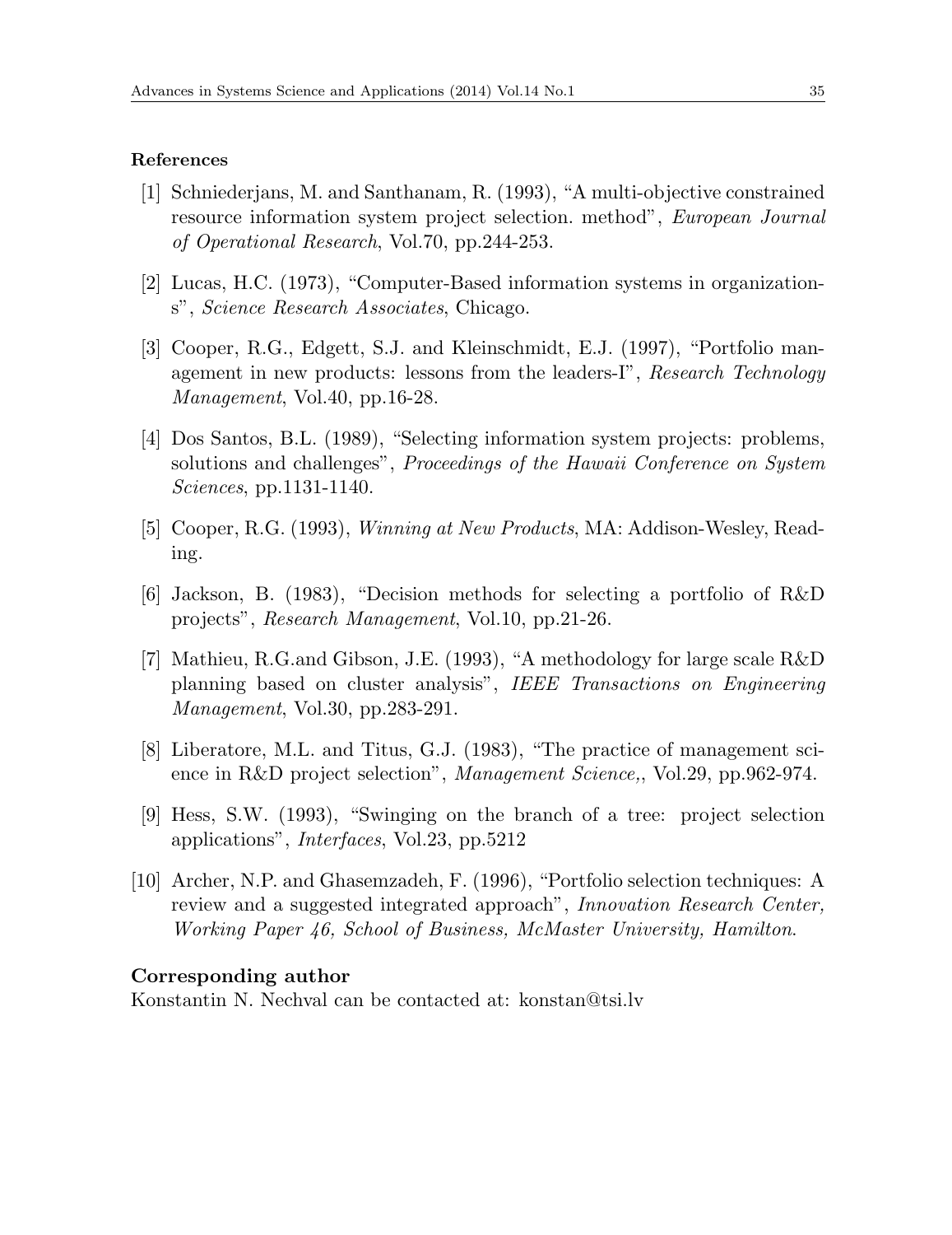**References**

[1] Schniederjans, M. and Santhanam, R. (1993), "A multi-objective constrained resource information system project selection. method", *European Journal of Operational Research*, Vol.70, pp.244-253.

[2] Lucas, H.C. (1973), "Computer-Based information systems in organizations", *Science Research Associates*, Chicago.

[3] Cooper, R.G., Edgett, S.J. and Kleinschmidt, E.J. (1997), "Portfolio management in new products: lessons from the leaders-I", *Research Technology Management*, Vol.40, pp.16-28.

[4] Dos Santos, B.L. (1989), "Selecting information system projects: problems, solutions and challenges", *Proceedings of the Hawaii Conference on System Sciences*, pp.1131-1140.

[5] Cooper, R.G. (1993), *Winning at New Products*, MA: Addison-Wesley, Reading.

[6] Jackson, B. (1983), "Decision methods for selecting a portfolio of R&D projects", *Research Management*, Vol.10, pp.21-26.

[7] Mathieu, R.G.and Gibson, J.E. (1993), "A methodology for large scale R&D planning based on cluster analysis", *IEEE Transactions on Engineering Management*, Vol.30, pp.283-291.

[8] Liberatore, M.L. and Titus, G.J. (1983), "The practice of management science in R&D project selection", *Management Science,*, Vol.29, pp.962-974.

[9] Hess, S.W. (1993), "Swinging on the branch of a tree: project selection applications", *Interfaces*, Vol.23, pp.5212

[10] Archer, N.P. and Ghasemzadeh, F. (1996), "Portfolio selection techniques: A review and a suggested integrated approach", *Innovation Research Center, Working Paper 46, School of Business, McMaster University, Hamilton*.

**Corresponding author**

Konstantin N. Nechval can be contacted at: konstan@tsi.lv